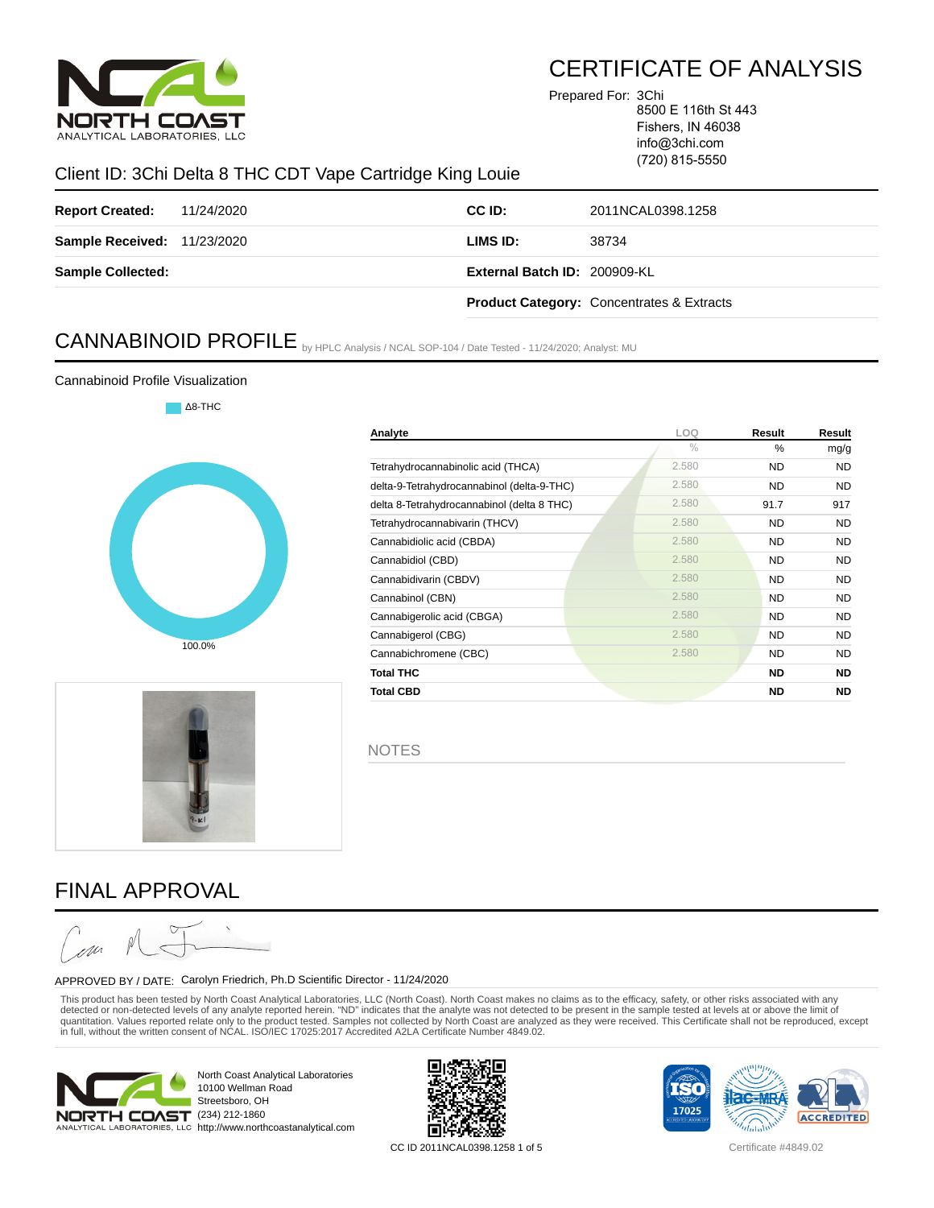# CERTIFICATE OF ANALYSIS

NORTH COAST ANALYTICAL LABORATORIES, LLC

Prepared For: 3Chi
8500 E 116th St 443
Fishers, IN 46038
info@3chi.com
(720) 815-5550

## Client ID: 3Chi Delta 8 THC CDT Vape Cartridge King Louie

| | | | |
|---|---|---|---|
| **Report Created:** | 11/24/2020 | **CC ID:** | 2011NCAL0398.1258 |
| **Sample Received:** | 11/23/2020 | **LIMS ID:** | 38734 |
| **Sample Collected:** | | **External Batch ID:** | 200909-KL |
| | | **Product Category:** | Concentrates & Extracts |

## CANNABINOID PROFILE by HPLC Analysis / NCAL SOP-104 / Date Tested - 11/24/2020; Analyst: MU

Cannabinoid Profile Visualization

Δ8-THC

100.0%

| Analyte | LOQ | Result | Result |
|---|---|---|---|
| | % | % | mg/g |
| Tetrahydrocannabinolic acid (THCA) | 2.580 | ND | ND |
| delta-9-Tetrahydrocannabinol (delta-9-THC) | 2.580 | ND | ND |
| delta 8-Tetrahydrocannabinol (delta 8 THC) | 2.580 | 91.7 | 917 |
| Tetrahydrocannabivarin (THCV) | 2.580 | ND | ND |
| Cannabidiolic acid (CBDA) | 2.580 | ND | ND |
| Cannabidiol (CBD) | 2.580 | ND | ND |
| Cannabidivarin (CBDV) | 2.580 | ND | ND |
| Cannabinol (CBN) | 2.580 | ND | ND |
| Cannabigerolic acid (CBGA) | 2.580 | ND | ND |
| Cannabigerol (CBG) | 2.580 | ND | ND |
| Cannabichromene (CBC) | 2.580 | ND | ND |
| **Total THC** | | **ND** | **ND** |
| **Total CBD** | | **ND** | **ND** |

NOTES

## FINAL APPROVAL

APPROVED BY / DATE: Carolyn Friedrich, Ph.D Scientific Director - 11/24/2020

This product has been tested by North Coast Analytical Laboratories, LLC (North Coast). North Coast makes no claims as to the efficacy, safety, or other risks associated with any detected or non-detected levels of any analyte reported herein. "ND" indicates that the analyte was not detected to be present in the sample tested at levels at or above the limit of quantitation. Values reported relate only to the product tested. Samples not collected by North Coast are analyzed as they were received. This Certificate shall not be reproduced, except in full, without the written consent of NCAL. ISO/IEC 17025:2017 Accredited A2LA Certificate Number 4849.02.

North Coast Analytical Laboratories
10100 Wellman Road
Streetsboro, OH
(234) 212-1860
http://www.northcoastanalytical.com

CC ID 2011NCAL0398.1258

Certificate #4849.02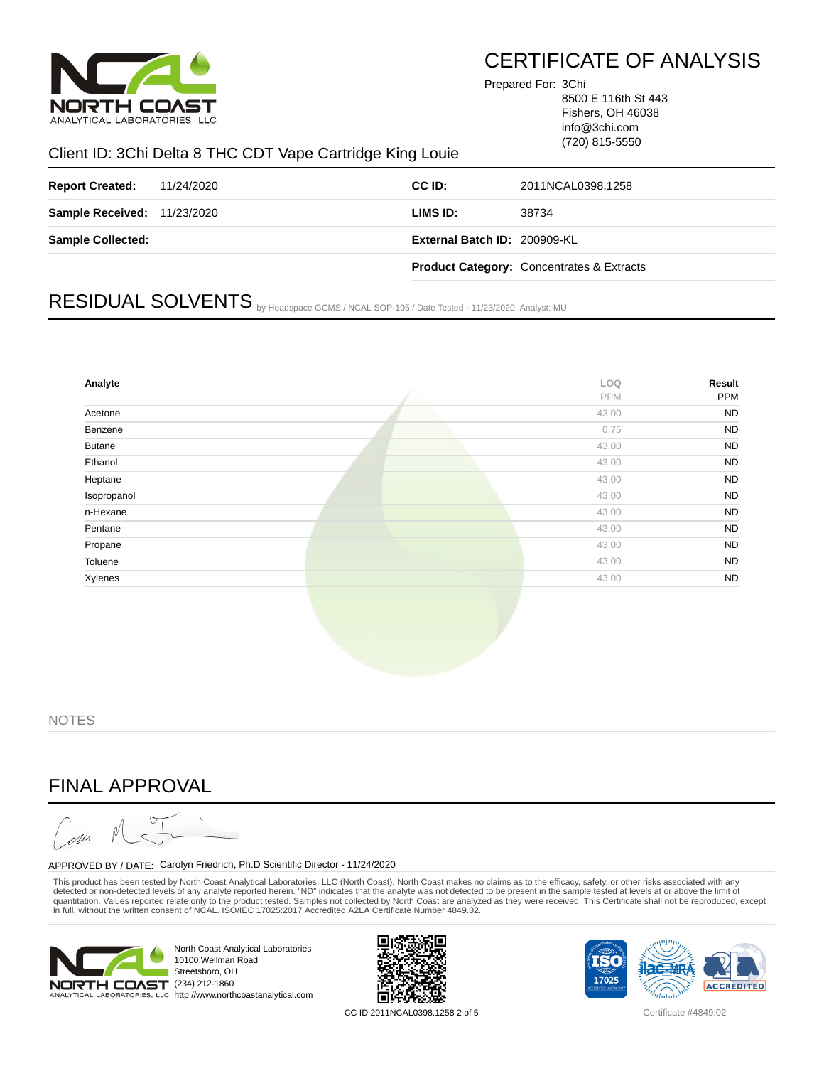# CERTIFICATE OF ANALYSIS

Prepared For: 3Chi
8500 E 116th St 443
Fishers, OH 46038
info@3chi.com
(720) 815-5550

Client ID: 3Chi Delta 8 THC CDT Vape Cartridge King Louie

| | | | |
|---|---|---|---|
| **Report Created:** | 11/24/2020 | **CC ID:** | 2011NCAL0398.1258 |
| **Sample Received:** | 11/23/2020 | **LIMS ID:** | 38734 |
| **Sample Collected:** | | **External Batch ID:** | 200909-KL |
| | | **Product Category:** | Concentrates & Extracts |

## RESIDUAL SOLVENTS by Headspace GCMS / NCAL SOP-105 / Date Tested - 11/23/2020; Analyst: MU

| Analyte | LOQ | Result |
|---|---|---|
| | PPM | PPM |
| Acetone | 43.00 | ND |
| Benzene | 0.75 | ND |
| Butane | 43.00 | ND |
| Ethanol | 43.00 | ND |
| Heptane | 43.00 | ND |
| Isopropanol | 43.00 | ND |
| n-Hexane | 43.00 | ND |
| Pentane | 43.00 | ND |
| Propane | 43.00 | ND |
| Toluene | 43.00 | ND |
| Xylenes | 43.00 | ND |

NOTES

## FINAL APPROVAL

APPROVED BY / DATE: Carolyn Friedrich, Ph.D Scientific Director - 11/24/2020

This product has been tested by North Coast Analytical Laboratories, LLC (North Coast). North Coast makes no claims as to the efficacy, safety, or other risks associated with any detected or non-detected levels of any analyte reported herein. "ND" indicates that the analyte was not detected to be present in the sample tested at levels at or above the limit of quantitation. Values reported relate only to the product tested. Samples not collected by North Coast are analyzed as they were received. This Certificate shall not be reproduced, except in full, without the written consent of NCAL. ISO/IEC 17025:2017 Accredited A2LA Certificate Number 4849.02.

North Coast Analytical Laboratories
10100 Wellman Road
Streetsboro, OH
(234) 212-1860
http://www.northcoastanalytical.com

CC ID 2011NCAL0398.1258

Certificate #4849.02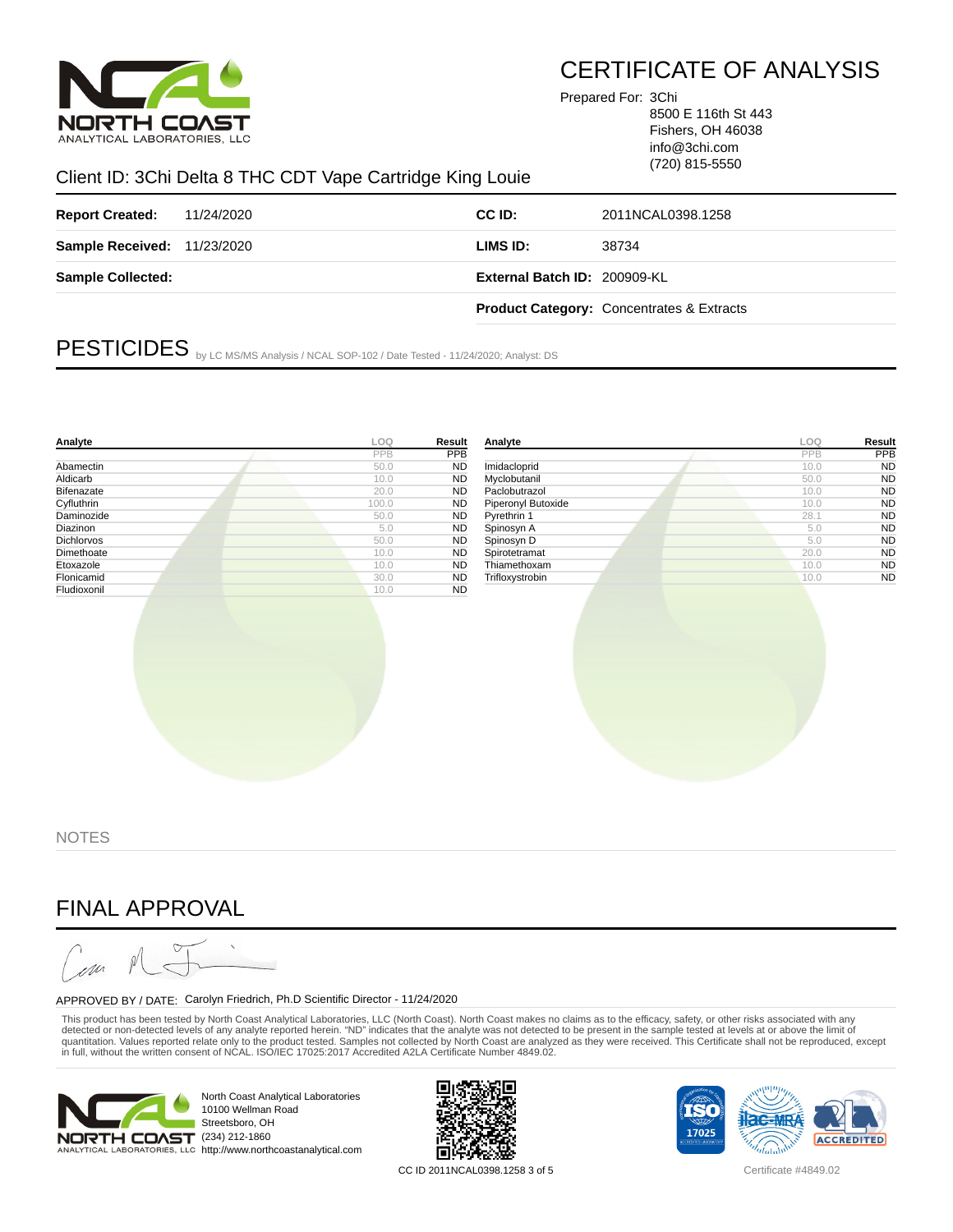# CERTIFICATE OF ANALYSIS

Prepared For: 3Chi
8500 E 116th St 443
Fishers, OH 46038
info@3chi.com
(720) 815-5550

## Client ID: 3Chi Delta 8 THC CDT Vape Cartridge King Louie

| | | | |
|---|---|---|---|
| **Report Created:** | 11/24/2020 | **CC ID:** | 2011NCAL0398.1258 |
| **Sample Received:** | 11/23/2020 | **LIMS ID:** | 38734 |
| **Sample Collected:** | | **External Batch ID:** | 200909-KL |
| | | **Product Category:** | Concentrates & Extracts |

## PESTICIDES

by LC MS/MS Analysis / NCAL SOP-102 / Date Tested - 11/24/2020; Analyst: DS

| Analyte | LOQ | Result |
|---|---|---|
| | PPB | PPB |
| Abamectin | 50.0 | ND |
| Aldicarb | 10.0 | ND |
| Bifenazate | 20.0 | ND |
| Cyfluthrin | 100.0 | ND |
| Daminozide | 50.0 | ND |
| Diazinon | 5.0 | ND |
| Dichlorvos | 50.0 | ND |
| Dimethoate | 10.0 | ND |
| Etoxazole | 10.0 | ND |
| Flonicamid | 30.0 | ND |
| Fludioxonil | 10.0 | ND |

| Analyte | LOQ | Result |
|---|---|---|
| | PPB | PPB |
| Imidacloprid | 10.0 | ND |
| Myclobutanil | 50.0 | ND |
| Paclobutrazol | 10.0 | ND |
| Piperonyl Butoxide | 10.0 | ND |
| Pyrethrin 1 | 28.1 | ND |
| Spinosyn A | 5.0 | ND |
| Spinosyn D | 5.0 | ND |
| Spirotetramat | 20.0 | ND |
| Thiamethoxam | 10.0 | ND |
| Trifloxystrobin | 10.0 | ND |

NOTES

## FINAL APPROVAL

APPROVED BY / DATE: Carolyn Friedrich, Ph.D Scientific Director - 11/24/2020

This product has been tested by North Coast Analytical Laboratories, LLC (North Coast). North Coast makes no claims as to the efficacy, safety, or other risks associated with any detected or non-detected levels of any analyte reported herein. "ND" indicates that the analyte was not detected to be present in the sample tested at levels at or above the limit of quantitation. Values reported relate only to the product tested. Samples not collected by North Coast are analyzed as they were received. This Certificate shall not be reproduced, except in full, without the written consent of NCAL. ISO/IEC 17025:2017 Accredited A2LA Certificate Number 4849.02.

North Coast Analytical Laboratories
10100 Wellman Road
Streetsboro, OH
(234) 212-1860
http://www.northcoastanalytical.com

CC ID 2011NCAL0398.1258

Certificate #4849.02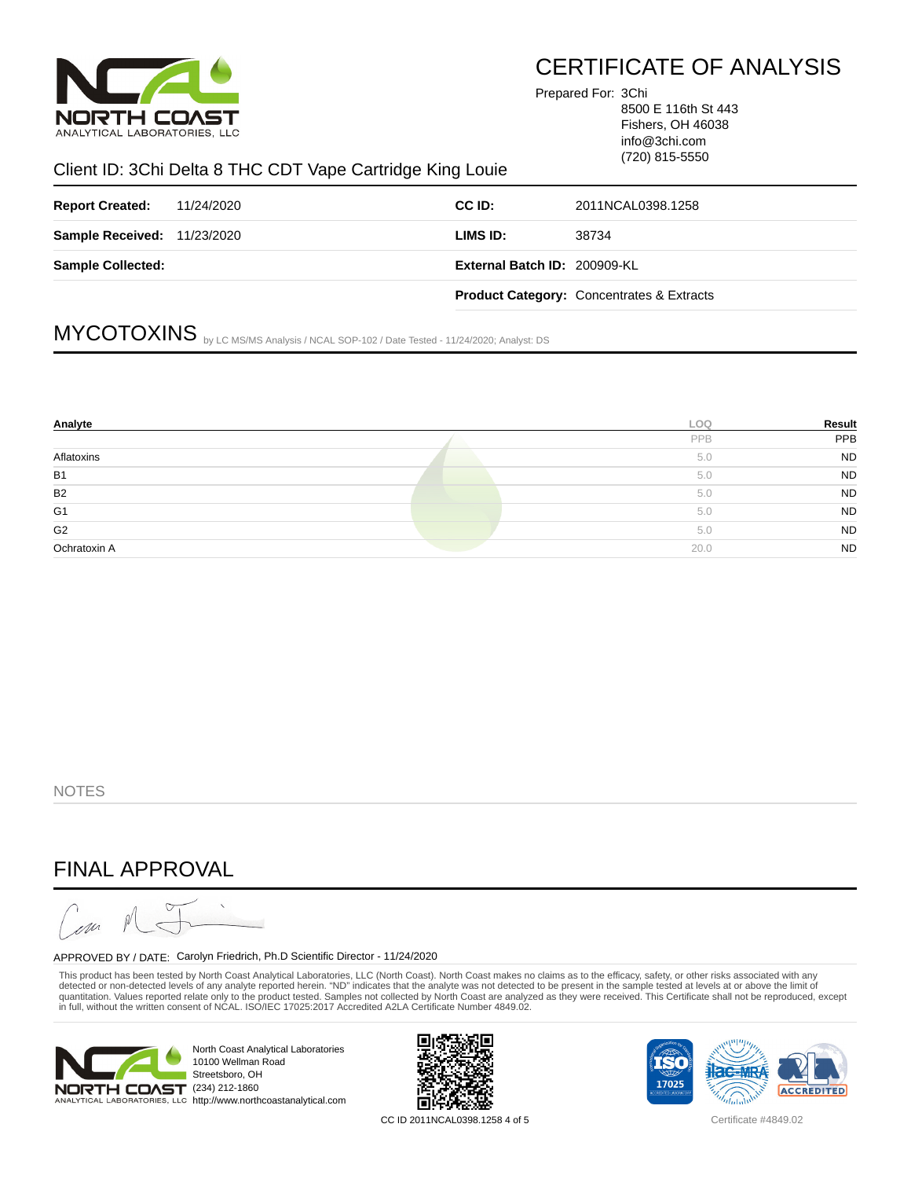# CERTIFICATE OF ANALYSIS

NORTH COAST ANALYTICAL LABORATORIES, LLC

Prepared For: 3Chi
8500 E 116th St 443
Fishers, OH 46038
info@3chi.com
(720) 815-5550

Client ID: 3Chi Delta 8 THC CDT Vape Cartridge King Louie

| | | | |
|---|---|---|---|
| **Report Created:** | 11/24/2020 | **CC ID:** | 2011NCAL0398.1258 |
| **Sample Received:** | 11/23/2020 | **LIMS ID:** | 38734 |
| **Sample Collected:** | | **External Batch ID:** | 200909-KL |
| | | **Product Category:** | Concentrates & Extracts |

## MYCOTOXINS by LC MS/MS Analysis / NCAL SOP-102 / Date Tested - 11/24/2020; Analyst: DS

| Analyte | LOQ | Result |
|---|---|---|
| | PPB | PPB |
| Aflatoxins | 5.0 | ND |
| B1 | 5.0 | ND |
| B2 | 5.0 | ND |
| G1 | 5.0 | ND |
| G2 | 5.0 | ND |
| Ochratoxin A | 20.0 | ND |

NOTES

## FINAL APPROVAL

APPROVED BY / DATE: Carolyn Friedrich, Ph.D Scientific Director - 11/24/2020

This product has been tested by North Coast Analytical Laboratories, LLC (North Coast). North Coast makes no claims as to the efficacy, safety, or other risks associated with any detected or non-detected levels of any analyte reported herein. "ND" indicates that the analyte was not detected to be present in the sample tested at levels at or above the limit of quantitation. Values reported relate only to the product tested. Samples not collected by North Coast are analyzed as they were received. This Certificate shall not be reproduced, except in full, without the written consent of NCAL. ISO/IEC 17025:2017 Accredited A2LA Certificate Number 4849.02.

North Coast Analytical Laboratories
10100 Wellman Road
Streetsboro, OH
(234) 212-1860
http://www.northcoastanalytical.com

CC ID 2011NCAL0398.1258

Certificate #4849.02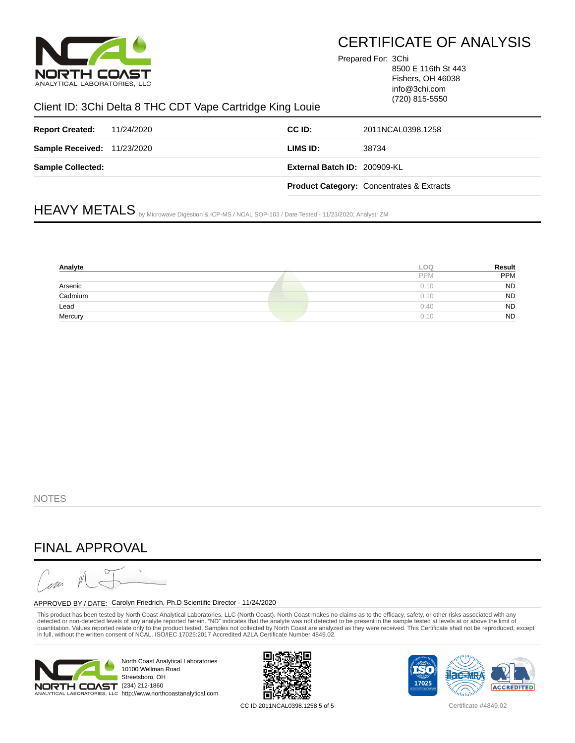# CERTIFICATE OF ANALYSIS

NORTH COAST
ANALYTICAL LABORATORIES, LLC

Prepared For: 3Chi
8500 E 116th St 443
Fishers, OH 46038
info@3chi.com
(720) 815-5550

Client ID: 3Chi Delta 8 THC CDT Vape Cartridge King Louie

| | | | |
|---|---|---|---|
| **Report Created:** | 11/24/2020 | **CC ID:** | 2011NCAL0398.1258 |
| **Sample Received:** | 11/23/2020 | **LIMS ID:** | 38734 |
| **Sample Collected:** | | **External Batch ID:** | 200909-KL |
| | | **Product Category:** | Concentrates & Extracts |

## HEAVY METALS

by Microwave Digestion & ICP-MS / NCAL SOP-103 / Date Tested - 11/23/2020; Analyst: ZM

| **Analyte** | LOQ | **Result** |
|---|---|---|
| | PPM | PPM |
| Arsenic | 0.10 | ND |
| Cadmium | 0.10 | ND |
| Lead | 0.40 | ND |
| Mercury | 0.10 | ND |

NOTES

## FINAL APPROVAL

APPROVED BY / DATE: Carolyn Friedrich, Ph.D Scientific Director - 11/24/2020

This product has been tested by North Coast Analytical Laboratories, LLC (North Coast). North Coast makes no claims as to the efficacy, safety, or other risks associated with any detected or non-detected levels of any analyte reported herein. "ND" indicates that the analyte was not detected to be present in the sample tested at levels at or above the limit of quantitation. Values reported relate only to the product tested. Samples not collected by North Coast are analyzed as they were received. This Certificate shall not be reproduced, except in full, without the written consent of NCAL. ISO/IEC 17025:2017 Accredited A2LA Certificate Number 4849.02.

North Coast Analytical Laboratories
10100 Wellman Road
Streetsboro, OH
(234) 212-1860
http://www.northcoastanalytical.com

CC ID 2011NCAL0398.1258

Certificate #4849.02